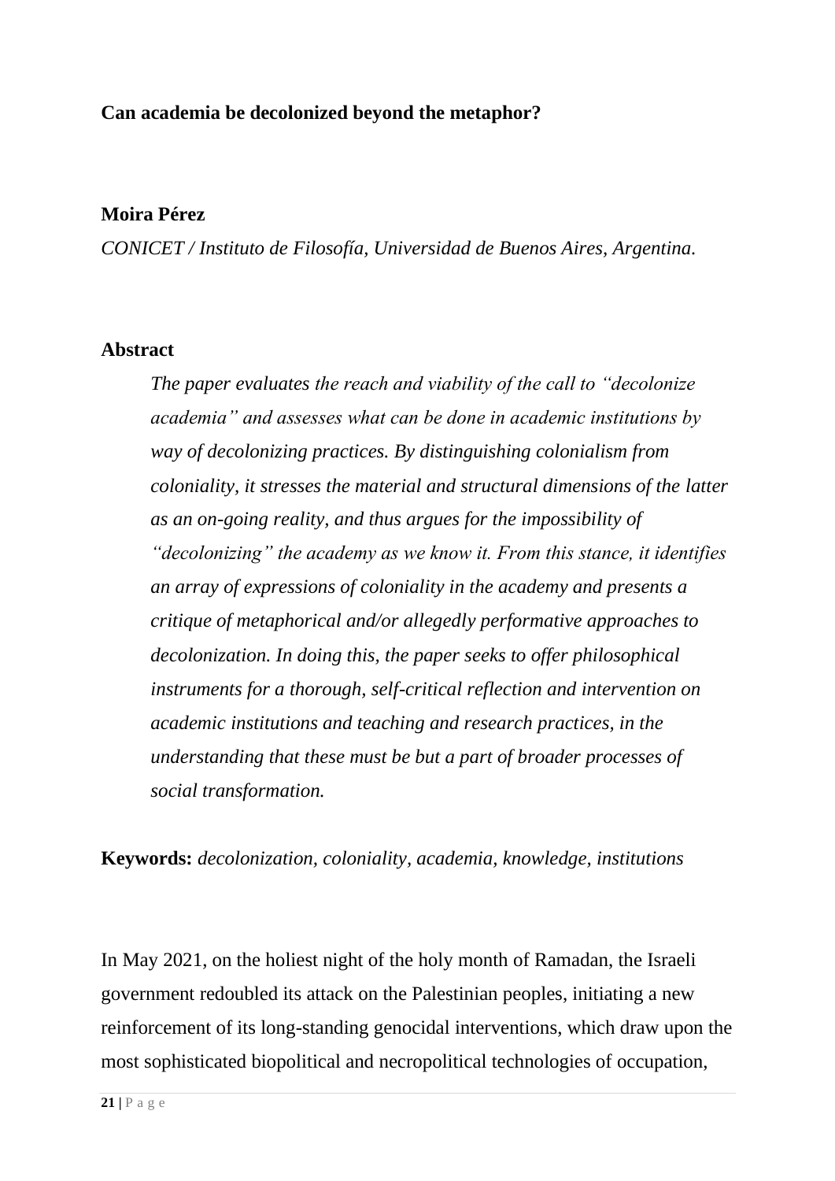# Can academia be decolonized beyond the metaphor?

**Moira Pérez**

*CONICET / Instituto de Filosofía, Universidad de Buenos Aires, Argentina.*

## Abstract

> *The paper evaluates the reach and viability of the call to "decolonize academia" and assesses what can be done in academic institutions by way of decolonizing practices. By distinguishing colonialism from coloniality, it stresses the material and structural dimensions of the latter as an on-going reality, and thus argues for the impossibility of "decolonizing" the academy as we know it. From this stance, it identifies an array of expressions of coloniality in the academy and presents a critique of metaphorical and/or allegedly performative approaches to decolonization. In doing this, the paper seeks to offer philosophical instruments for a thorough, self-critical reflection and intervention on academic institutions and teaching and research practices, in the understanding that these must be but a part of broader processes of social transformation.*

**Keywords:** *decolonization, coloniality, academia, knowledge, institutions*

In May 2021, on the holiest night of the holy month of Ramadan, the Israeli government redoubled its attack on the Palestinian peoples, initiating a new reinforcement of its long-standing genocidal interventions, which draw upon the most sophisticated biopolitical and necropolitical technologies of occupation,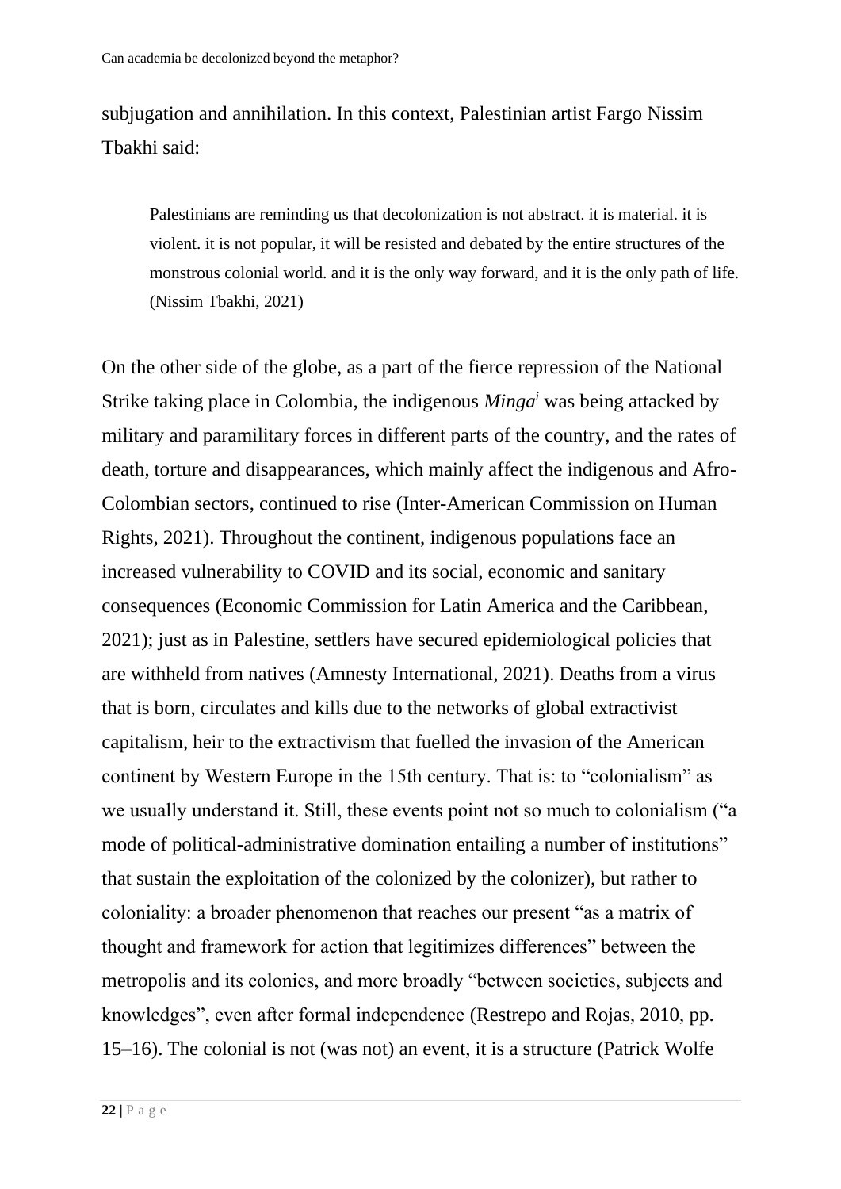subjugation and annihilation. In this context, Palestinian artist Fargo Nissim Tbakhi said:

> Palestinians are reminding us that decolonization is not abstract. it is material. it is violent. it is not popular, it will be resisted and debated by the entire structures of the monstrous colonial world. and it is the only way forward, and it is the only path of life. (Nissim Tbakhi, 2021)

On the other side of the globe, as a part of the fierce repression of the National Strike taking place in Colombia, the indigenous *Minga*[i] was being attacked by military and paramilitary forces in different parts of the country, and the rates of death, torture and disappearances, which mainly affect the indigenous and Afro-Colombian sectors, continued to rise (Inter-American Commission on Human Rights, 2021). Throughout the continent, indigenous populations face an increased vulnerability to COVID and its social, economic and sanitary consequences (Economic Commission for Latin America and the Caribbean, 2021); just as in Palestine, settlers have secured epidemiological policies that are withheld from natives (Amnesty International, 2021). Deaths from a virus that is born, circulates and kills due to the networks of global extractivist capitalism, heir to the extractivism that fuelled the invasion of the American continent by Western Europe in the 15th century. That is: to "colonialism" as we usually understand it. Still, these events point not so much to colonialism ("a mode of political-administrative domination entailing a number of institutions" that sustain the exploitation of the colonized by the colonizer), but rather to coloniality: a broader phenomenon that reaches our present "as a matrix of thought and framework for action that legitimizes differences" between the metropolis and its colonies, and more broadly "between societies, subjects and knowledges", even after formal independence (Restrepo and Rojas, 2010, pp. 15–16). The colonial is not (was not) an event, it is a structure (Patrick Wolfe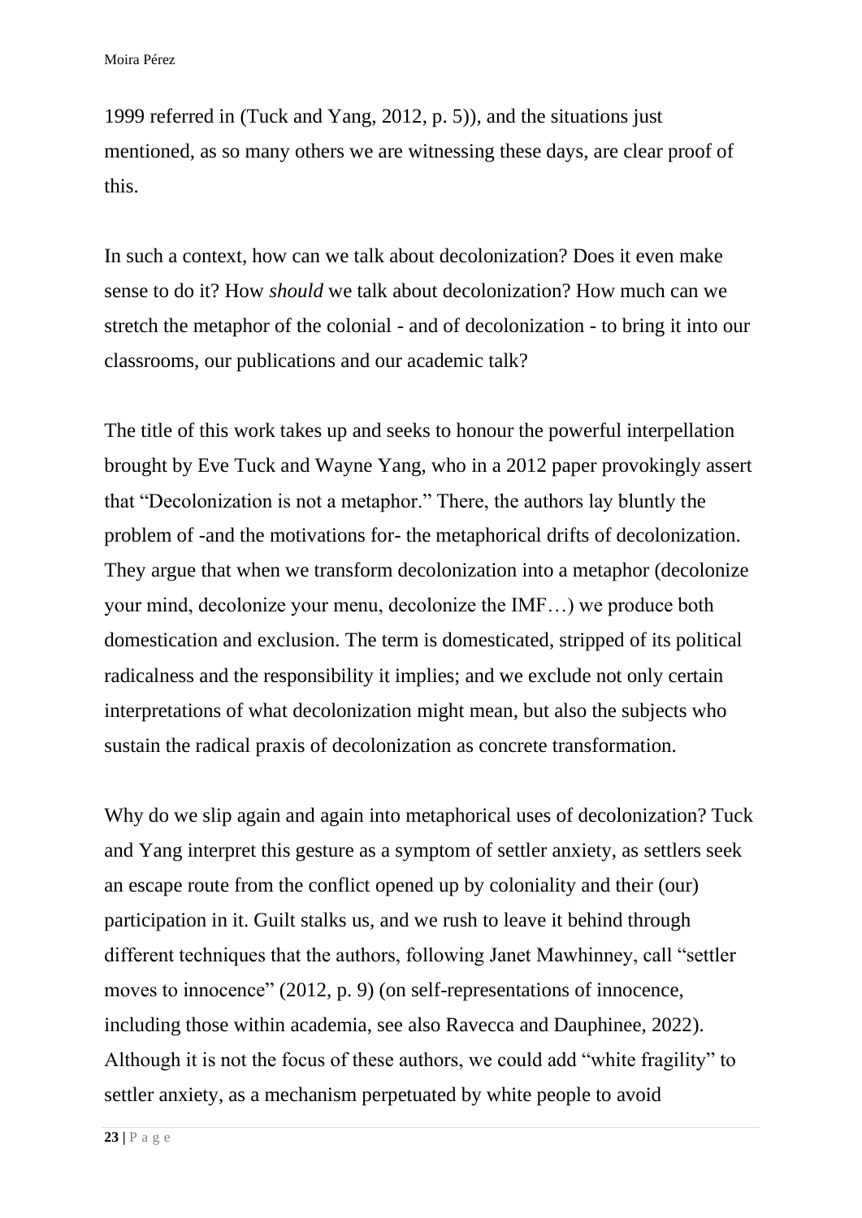1999 referred in (Tuck and Yang, 2012, p. 5)), and the situations just mentioned, as so many others we are witnessing these days, are clear proof of this.

In such a context, how can we talk about decolonization? Does it even make sense to do it? How *should* we talk about decolonization? How much can we stretch the metaphor of the colonial - and of decolonization - to bring it into our classrooms, our publications and our academic talk?

The title of this work takes up and seeks to honour the powerful interpellation brought by Eve Tuck and Wayne Yang, who in a 2012 paper provokingly assert that "Decolonization is not a metaphor." There, the authors lay bluntly the problem of -and the motivations for- the metaphorical drifts of decolonization. They argue that when we transform decolonization into a metaphor (decolonize your mind, decolonize your menu, decolonize the IMF…) we produce both domestication and exclusion. The term is domesticated, stripped of its political radicalness and the responsibility it implies; and we exclude not only certain interpretations of what decolonization might mean, but also the subjects who sustain the radical praxis of decolonization as concrete transformation.

Why do we slip again and again into metaphorical uses of decolonization? Tuck and Yang interpret this gesture as a symptom of settler anxiety, as settlers seek an escape route from the conflict opened up by coloniality and their (our) participation in it. Guilt stalks us, and we rush to leave it behind through different techniques that the authors, following Janet Mawhinney, call "settler moves to innocence" (2012, p. 9) (on self-representations of innocence, including those within academia, see also Ravecca and Dauphinee, 2022). Although it is not the focus of these authors, we could add "white fragility" to settler anxiety, as a mechanism perpetuated by white people to avoid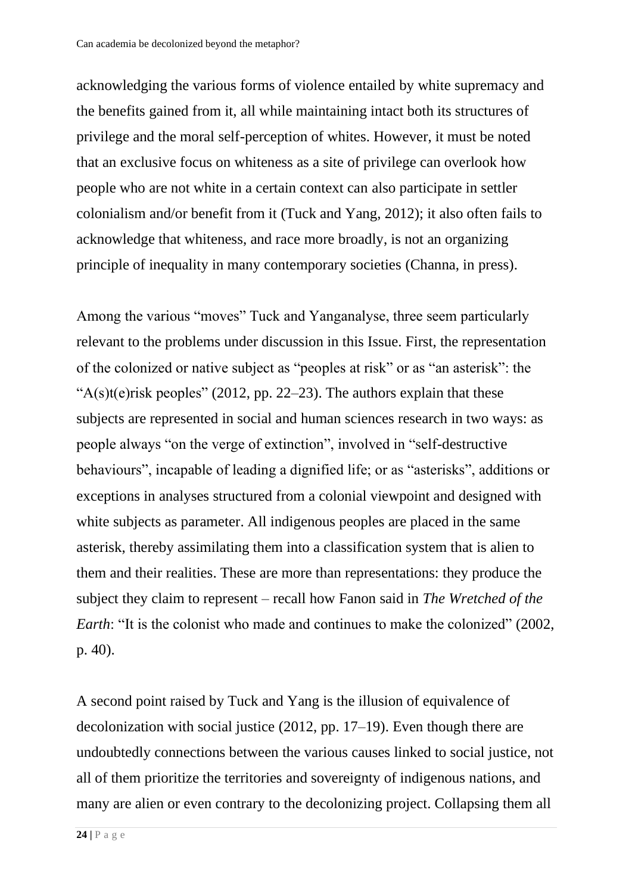acknowledging the various forms of violence entailed by white supremacy and the benefits gained from it, all while maintaining intact both its structures of privilege and the moral self-perception of whites. However, it must be noted that an exclusive focus on whiteness as a site of privilege can overlook how people who are not white in a certain context can also participate in settler colonialism and/or benefit from it (Tuck and Yang, 2012); it also often fails to acknowledge that whiteness, and race more broadly, is not an organizing principle of inequality in many contemporary societies (Channa, in press).

Among the various "moves" Tuck and Yanganalyse, three seem particularly relevant to the problems under discussion in this Issue. First, the representation of the colonized or native subject as "peoples at risk" or as "an asterisk": the "A(s)t(e)risk peoples" (2012, pp. 22–23). The authors explain that these subjects are represented in social and human sciences research in two ways: as people always "on the verge of extinction", involved in "self-destructive behaviours", incapable of leading a dignified life; or as "asterisks", additions or exceptions in analyses structured from a colonial viewpoint and designed with white subjects as parameter. All indigenous peoples are placed in the same asterisk, thereby assimilating them into a classification system that is alien to them and their realities. These are more than representations: they produce the subject they claim to represent – recall how Fanon said in *The Wretched of the Earth*: "It is the colonist who made and continues to make the colonized" (2002, p. 40).

A second point raised by Tuck and Yang is the illusion of equivalence of decolonization with social justice (2012, pp. 17–19). Even though there are undoubtedly connections between the various causes linked to social justice, not all of them prioritize the territories and sovereignty of indigenous nations, and many are alien or even contrary to the decolonizing project. Collapsing them all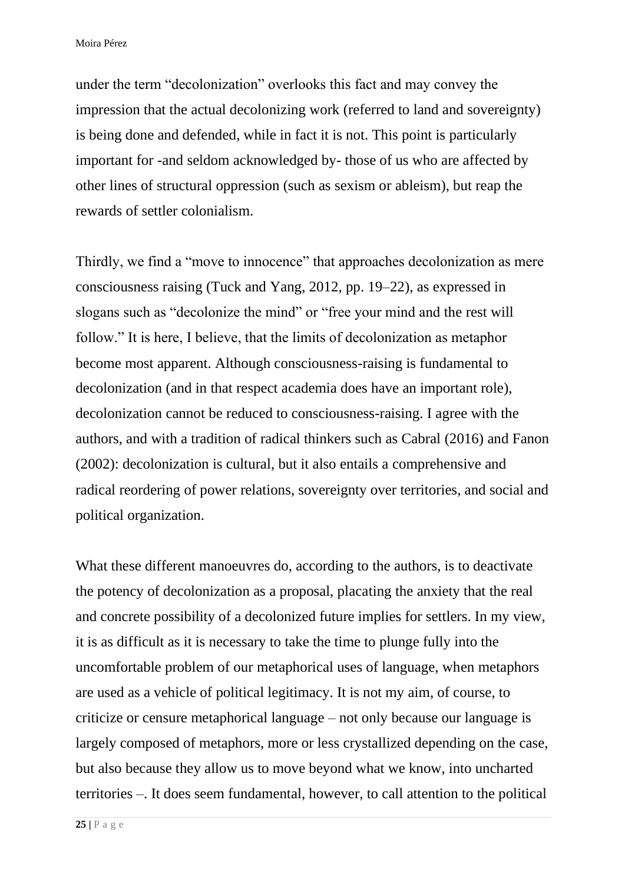under the term "decolonization" overlooks this fact and may convey the impression that the actual decolonizing work (referred to land and sovereignty) is being done and defended, while in fact it is not. This point is particularly important for -and seldom acknowledged by- those of us who are affected by other lines of structural oppression (such as sexism or ableism), but reap the rewards of settler colonialism.

Thirdly, we find a "move to innocence" that approaches decolonization as mere consciousness raising (Tuck and Yang, 2012, pp. 19–22), as expressed in slogans such as "decolonize the mind" or "free your mind and the rest will follow." It is here, I believe, that the limits of decolonization as metaphor become most apparent. Although consciousness-raising is fundamental to decolonization (and in that respect academia does have an important role), decolonization cannot be reduced to consciousness-raising. I agree with the authors, and with a tradition of radical thinkers such as Cabral (2016) and Fanon (2002): decolonization is cultural, but it also entails a comprehensive and radical reordering of power relations, sovereignty over territories, and social and political organization.

What these different manoeuvres do, according to the authors, is to deactivate the potency of decolonization as a proposal, placating the anxiety that the real and concrete possibility of a decolonized future implies for settlers. In my view, it is as difficult as it is necessary to take the time to plunge fully into the uncomfortable problem of our metaphorical uses of language, when metaphors are used as a vehicle of political legitimacy. It is not my aim, of course, to criticize or censure metaphorical language – not only because our language is largely composed of metaphors, more or less crystallized depending on the case, but also because they allow us to move beyond what we know, into uncharted territories –. It does seem fundamental, however, to call attention to the political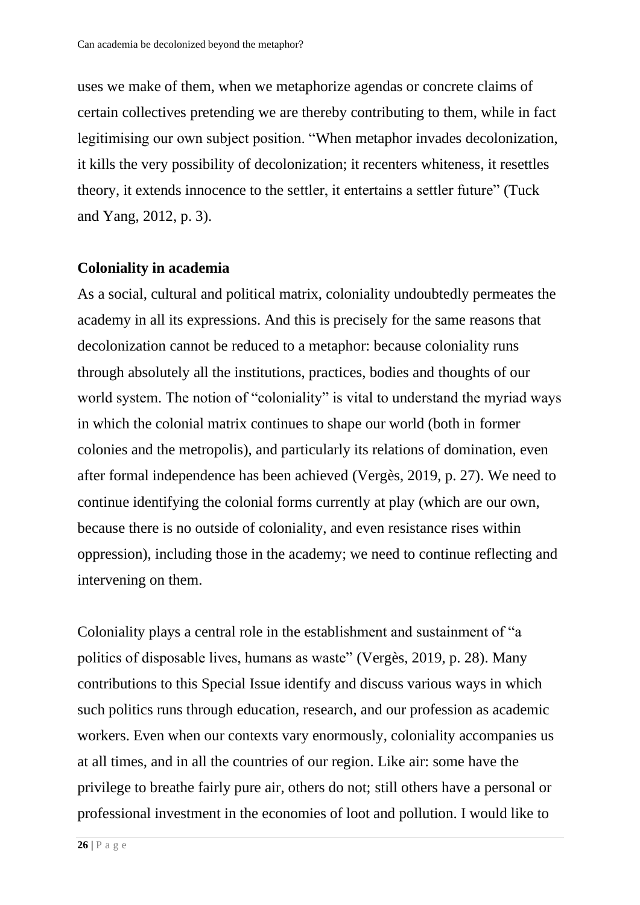uses we make of them, when we metaphorize agendas or concrete claims of certain collectives pretending we are thereby contributing to them, while in fact legitimising our own subject position. “When metaphor invades decolonization, it kills the very possibility of decolonization; it recenters whiteness, it resettles theory, it extends innocence to the settler, it entertains a settler future” (Tuck and Yang, 2012, p. 3).

## Coloniality in academia

As a social, cultural and political matrix, coloniality undoubtedly permeates the academy in all its expressions. And this is precisely for the same reasons that decolonization cannot be reduced to a metaphor: because coloniality runs through absolutely all the institutions, practices, bodies and thoughts of our world system. The notion of “coloniality” is vital to understand the myriad ways in which the colonial matrix continues to shape our world (both in former colonies and the metropolis), and particularly its relations of domination, even after formal independence has been achieved (Vergès, 2019, p. 27). We need to continue identifying the colonial forms currently at play (which are our own, because there is no outside of coloniality, and even resistance rises within oppression), including those in the academy; we need to continue reflecting and intervening on them.

Coloniality plays a central role in the establishment and sustainment of “a politics of disposable lives, humans as waste” (Vergès, 2019, p. 28). Many contributions to this Special Issue identify and discuss various ways in which such politics runs through education, research, and our profession as academic workers. Even when our contexts vary enormously, coloniality accompanies us at all times, and in all the countries of our region. Like air: some have the privilege to breathe fairly pure air, others do not; still others have a personal or professional investment in the economies of loot and pollution. I would like to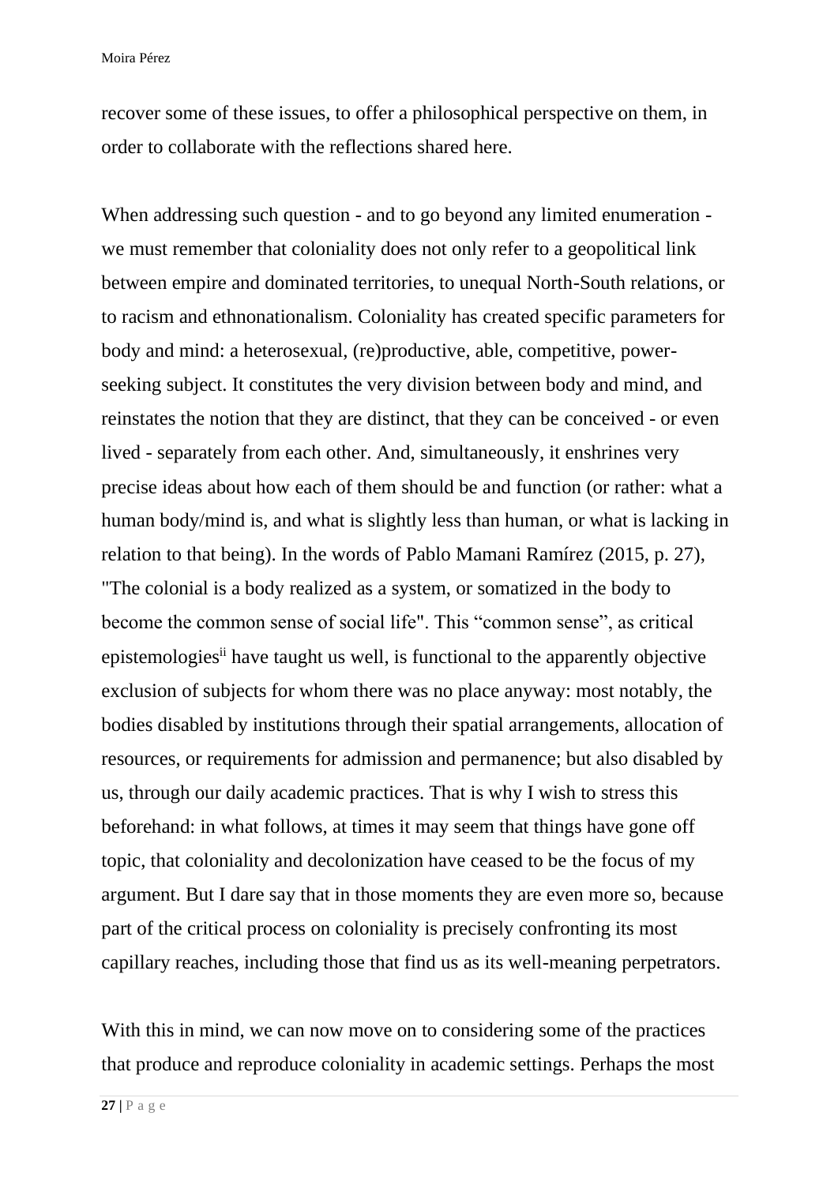recover some of these issues, to offer a philosophical perspective on them, in order to collaborate with the reflections shared here.

When addressing such question - and to go beyond any limited enumeration - we must remember that coloniality does not only refer to a geopolitical link between empire and dominated territories, to unequal North-South relations, or to racism and ethnonationalism. Coloniality has created specific parameters for body and mind: a heterosexual, (re)productive, able, competitive, power-seeking subject. It constitutes the very division between body and mind, and reinstates the notion that they are distinct, that they can be conceived - or even lived - separately from each other. And, simultaneously, it enshrines very precise ideas about how each of them should be and function (or rather: what a human body/mind is, and what is slightly less than human, or what is lacking in relation to that being). In the words of Pablo Mamani Ramírez (2015, p. 27), "The colonial is a body realized as a system, or somatized in the body to become the common sense of social life". This "common sense", as critical epistemologies[ii] have taught us well, is functional to the apparently objective exclusion of subjects for whom there was no place anyway: most notably, the bodies disabled by institutions through their spatial arrangements, allocation of resources, or requirements for admission and permanence; but also disabled by us, through our daily academic practices. That is why I wish to stress this beforehand: in what follows, at times it may seem that things have gone off topic, that coloniality and decolonization have ceased to be the focus of my argument. But I dare say that in those moments they are even more so, because part of the critical process on coloniality is precisely confronting its most capillary reaches, including those that find us as its well-meaning perpetrators.

With this in mind, we can now move on to considering some of the practices that produce and reproduce coloniality in academic settings. Perhaps the most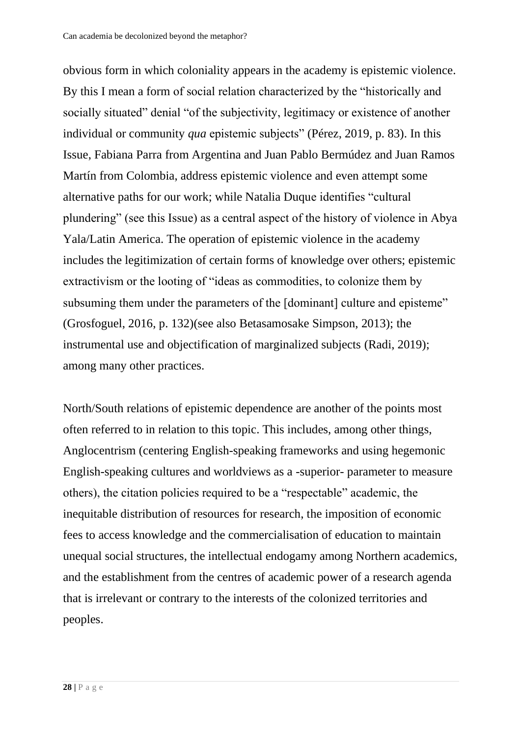obvious form in which coloniality appears in the academy is epistemic violence. By this I mean a form of social relation characterized by the "historically and socially situated" denial "of the subjectivity, legitimacy or existence of another individual or community *qua* epistemic subjects" (Pérez, 2019, p. 83). In this Issue, Fabiana Parra from Argentina and Juan Pablo Bermúdez and Juan Ramos Martín from Colombia, address epistemic violence and even attempt some alternative paths for our work; while Natalia Duque identifies "cultural plundering" (see this Issue) as a central aspect of the history of violence in Abya Yala/Latin America. The operation of epistemic violence in the academy includes the legitimization of certain forms of knowledge over others; epistemic extractivism or the looting of "ideas as commodities, to colonize them by subsuming them under the parameters of the [dominant] culture and episteme" (Grosfoguel, 2016, p. 132)(see also Betasamosake Simpson, 2013); the instrumental use and objectification of marginalized subjects (Radi, 2019); among many other practices.

North/South relations of epistemic dependence are another of the points most often referred to in relation to this topic. This includes, among other things, Anglocentrism (centering English-speaking frameworks and using hegemonic English-speaking cultures and worldviews as a -superior- parameter to measure others), the citation policies required to be a "respectable" academic, the inequitable distribution of resources for research, the imposition of economic fees to access knowledge and the commercialisation of education to maintain unequal social structures, the intellectual endogamy among Northern academics, and the establishment from the centres of academic power of a research agenda that is irrelevant or contrary to the interests of the colonized territories and peoples.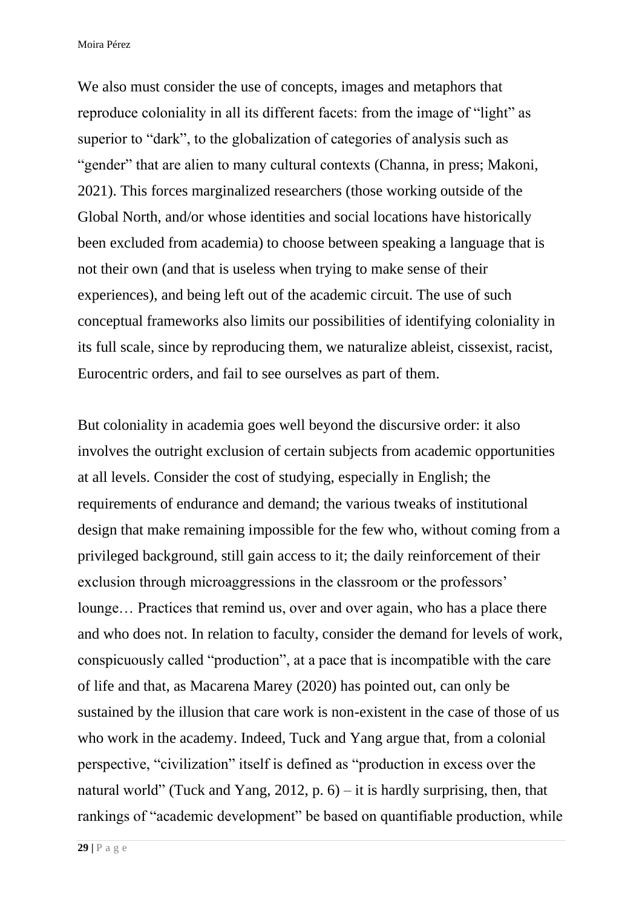We also must consider the use of concepts, images and metaphors that reproduce coloniality in all its different facets: from the image of "light" as superior to "dark", to the globalization of categories of analysis such as "gender" that are alien to many cultural contexts (Channa, in press; Makoni, 2021). This forces marginalized researchers (those working outside of the Global North, and/or whose identities and social locations have historically been excluded from academia) to choose between speaking a language that is not their own (and that is useless when trying to make sense of their experiences), and being left out of the academic circuit. The use of such conceptual frameworks also limits our possibilities of identifying coloniality in its full scale, since by reproducing them, we naturalize ableist, cissexist, racist, Eurocentric orders, and fail to see ourselves as part of them.

But coloniality in academia goes well beyond the discursive order: it also involves the outright exclusion of certain subjects from academic opportunities at all levels. Consider the cost of studying, especially in English; the requirements of endurance and demand; the various tweaks of institutional design that make remaining impossible for the few who, without coming from a privileged background, still gain access to it; the daily reinforcement of their exclusion through microaggressions in the classroom or the professors' lounge… Practices that remind us, over and over again, who has a place there and who does not. In relation to faculty, consider the demand for levels of work, conspicuously called "production", at a pace that is incompatible with the care of life and that, as Macarena Marey (2020) has pointed out, can only be sustained by the illusion that care work is non-existent in the case of those of us who work in the academy. Indeed, Tuck and Yang argue that, from a colonial perspective, "civilization" itself is defined as "production in excess over the natural world" (Tuck and Yang, 2012, p. 6) – it is hardly surprising, then, that rankings of "academic development" be based on quantifiable production, while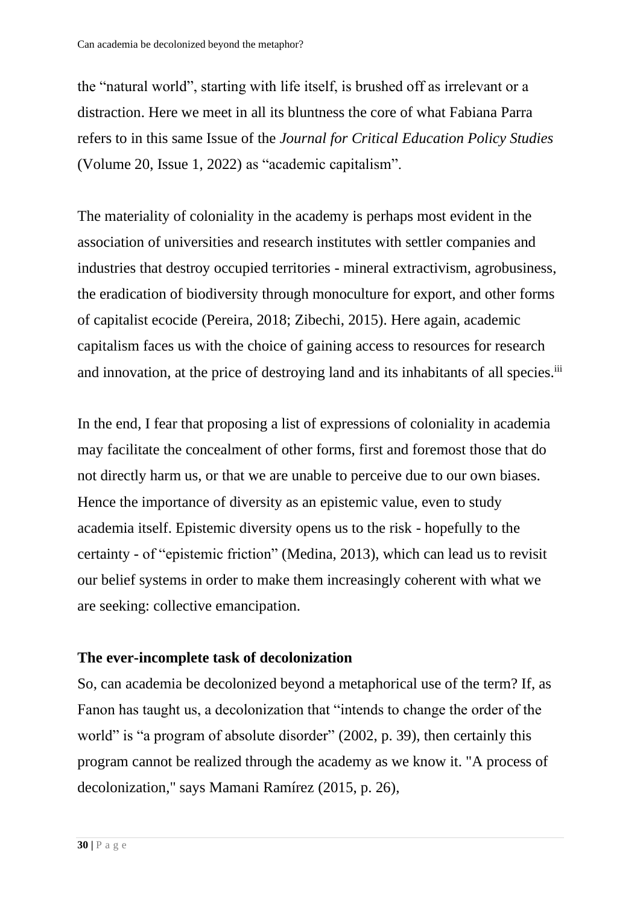the "natural world", starting with life itself, is brushed off as irrelevant or a distraction. Here we meet in all its bluntness the core of what Fabiana Parra refers to in this same Issue of the *Journal for Critical Education Policy Studies* (Volume 20, Issue 1, 2022) as "academic capitalism".

The materiality of coloniality in the academy is perhaps most evident in the association of universities and research institutes with settler companies and industries that destroy occupied territories - mineral extractivism, agrobusiness, the eradication of biodiversity through monoculture for export, and other forms of capitalist ecocide (Pereira, 2018; Zibechi, 2015). Here again, academic capitalism faces us with the choice of gaining access to resources for research and innovation, at the price of destroying land and its inhabitants of all species.[iii]

In the end, I fear that proposing a list of expressions of coloniality in academia may facilitate the concealment of other forms, first and foremost those that do not directly harm us, or that we are unable to perceive due to our own biases. Hence the importance of diversity as an epistemic value, even to study academia itself. Epistemic diversity opens us to the risk - hopefully to the certainty - of "epistemic friction" (Medina, 2013), which can lead us to revisit our belief systems in order to make them increasingly coherent with what we are seeking: collective emancipation.

## The ever-incomplete task of decolonization

So, can academia be decolonized beyond a metaphorical use of the term? If, as Fanon has taught us, a decolonization that "intends to change the order of the world" is "a program of absolute disorder" (2002, p. 39), then certainly this program cannot be realized through the academy as we know it. "A process of decolonization," says Mamani Ramírez (2015, p. 26),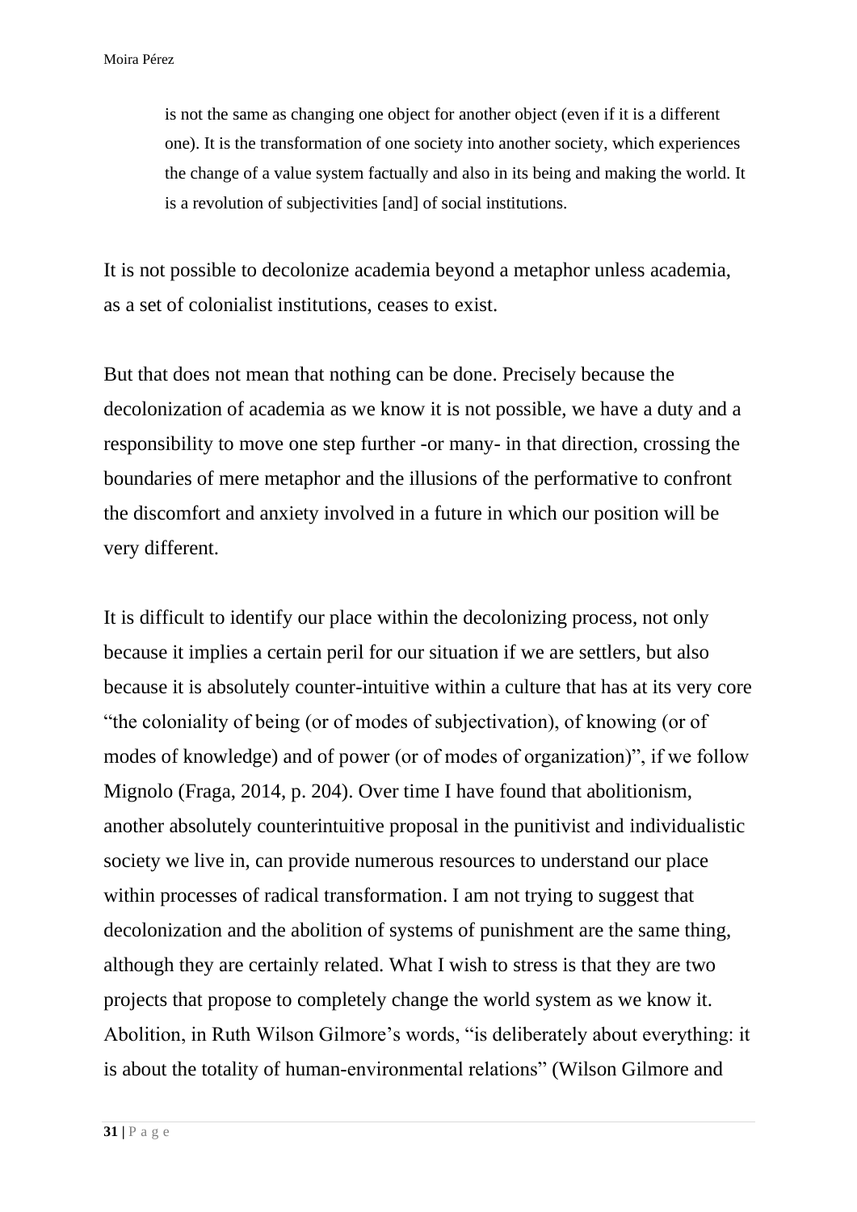> is not the same as changing one object for another object (even if it is a different one). It is the transformation of one society into another society, which experiences the change of a value system factually and also in its being and making the world. It is a revolution of subjectivities [and] of social institutions.

It is not possible to decolonize academia beyond a metaphor unless academia, as a set of colonialist institutions, ceases to exist.

But that does not mean that nothing can be done. Precisely because the decolonization of academia as we know it is not possible, we have a duty and a responsibility to move one step further -or many- in that direction, crossing the boundaries of mere metaphor and the illusions of the performative to confront the discomfort and anxiety involved in a future in which our position will be very different.

It is difficult to identify our place within the decolonizing process, not only because it implies a certain peril for our situation if we are settlers, but also because it is absolutely counter-intuitive within a culture that has at its very core "the coloniality of being (or of modes of subjectivation), of knowing (or of modes of knowledge) and of power (or of modes of organization)", if we follow Mignolo (Fraga, 2014, p. 204). Over time I have found that abolitionism, another absolutely counterintuitive proposal in the punitivist and individualistic society we live in, can provide numerous resources to understand our place within processes of radical transformation. I am not trying to suggest that decolonization and the abolition of systems of punishment are the same thing, although they are certainly related. What I wish to stress is that they are two projects that propose to completely change the world system as we know it. Abolition, in Ruth Wilson Gilmore's words, "is deliberately about everything: it is about the totality of human-environmental relations" (Wilson Gilmore and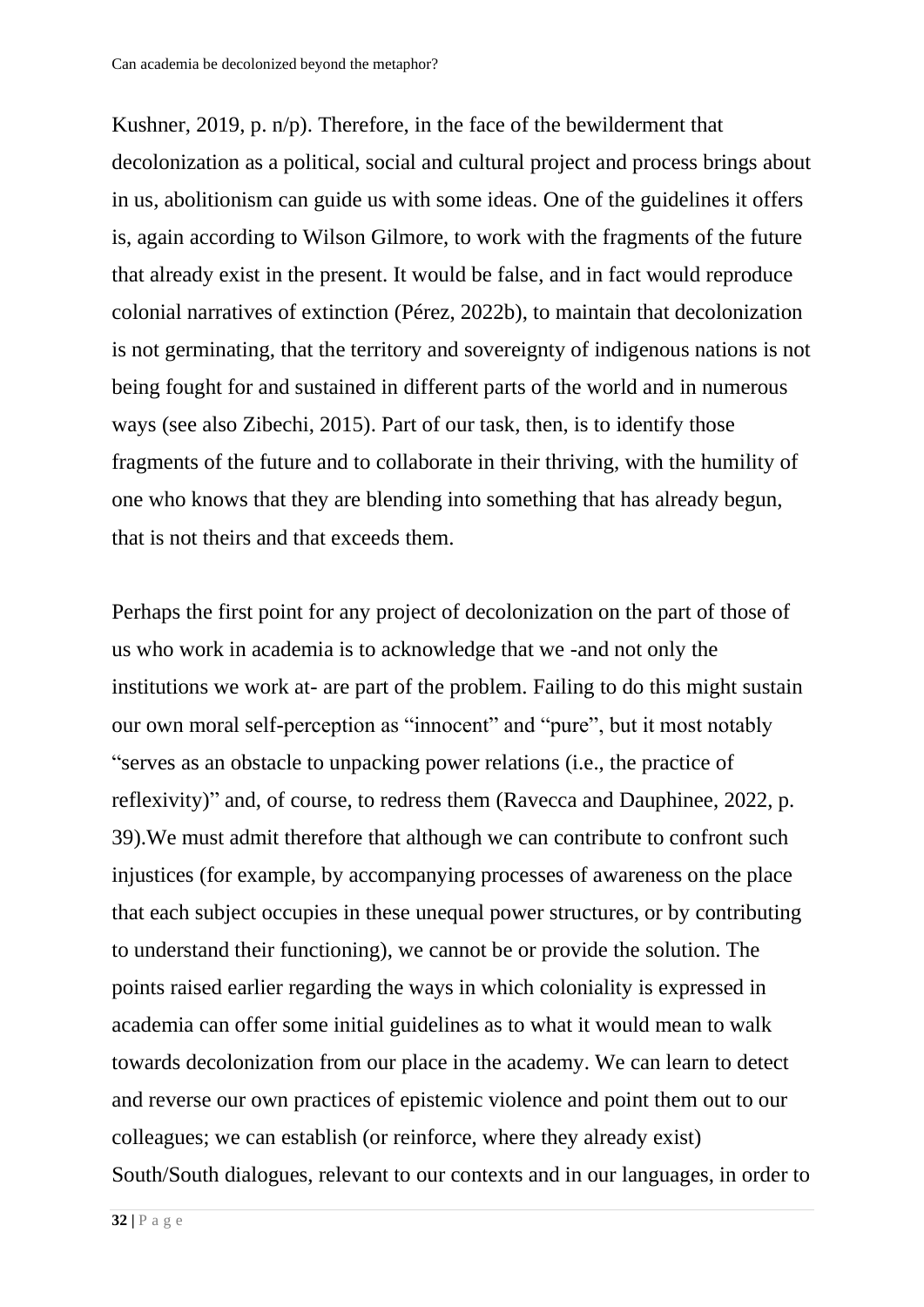Kushner, 2019, p. n/p). Therefore, in the face of the bewilderment that decolonization as a political, social and cultural project and process brings about in us, abolitionism can guide us with some ideas. One of the guidelines it offers is, again according to Wilson Gilmore, to work with the fragments of the future that already exist in the present. It would be false, and in fact would reproduce colonial narratives of extinction (Pérez, 2022b), to maintain that decolonization is not germinating, that the territory and sovereignty of indigenous nations is not being fought for and sustained in different parts of the world and in numerous ways (see also Zibechi, 2015). Part of our task, then, is to identify those fragments of the future and to collaborate in their thriving, with the humility of one who knows that they are blending into something that has already begun, that is not theirs and that exceeds them.

Perhaps the first point for any project of decolonization on the part of those of us who work in academia is to acknowledge that we -and not only the institutions we work at- are part of the problem. Failing to do this might sustain our own moral self-perception as "innocent" and "pure", but it most notably "serves as an obstacle to unpacking power relations (i.e., the practice of reflexivity)" and, of course, to redress them (Ravecca and Dauphinee, 2022, p. 39).We must admit therefore that although we can contribute to confront such injustices (for example, by accompanying processes of awareness on the place that each subject occupies in these unequal power structures, or by contributing to understand their functioning), we cannot be or provide the solution. The points raised earlier regarding the ways in which coloniality is expressed in academia can offer some initial guidelines as to what it would mean to walk towards decolonization from our place in the academy. We can learn to detect and reverse our own practices of epistemic violence and point them out to our colleagues; we can establish (or reinforce, where they already exist) South/South dialogues, relevant to our contexts and in our languages, in order to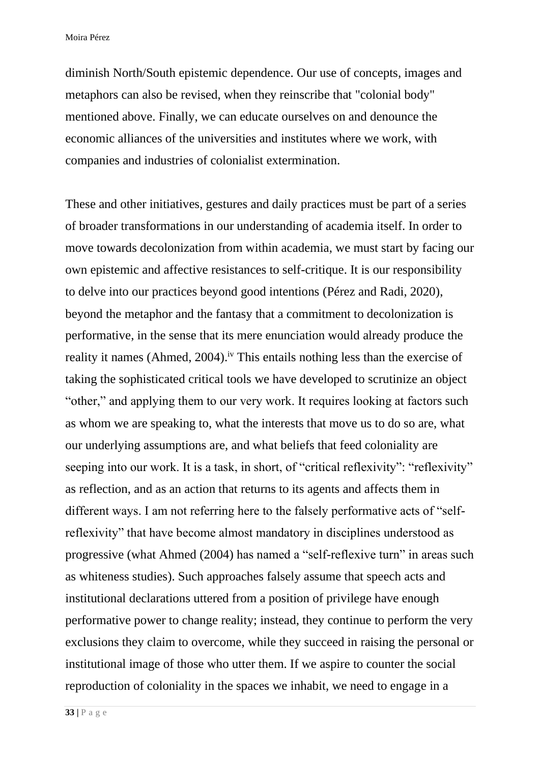diminish North/South epistemic dependence. Our use of concepts, images and metaphors can also be revised, when they reinscribe that "colonial body" mentioned above. Finally, we can educate ourselves on and denounce the economic alliances of the universities and institutes where we work, with companies and industries of colonialist extermination.

These and other initiatives, gestures and daily practices must be part of a series of broader transformations in our understanding of academia itself. In order to move towards decolonization from within academia, we must start by facing our own epistemic and affective resistances to self-critique. It is our responsibility to delve into our practices beyond good intentions (Pérez and Radi, 2020), beyond the metaphor and the fantasy that a commitment to decolonization is performative, in the sense that its mere enunciation would already produce the reality it names (Ahmed, 2004).[iv] This entails nothing less than the exercise of taking the sophisticated critical tools we have developed to scrutinize an object "other," and applying them to our very work. It requires looking at factors such as whom we are speaking to, what the interests that move us to do so are, what our underlying assumptions are, and what beliefs that feed coloniality are seeping into our work. It is a task, in short, of "critical reflexivity": "reflexivity" as reflection, and as an action that returns to its agents and affects them in different ways. I am not referring here to the falsely performative acts of "self-reflexivity" that have become almost mandatory in disciplines understood as progressive (what Ahmed (2004) has named a "self-reflexive turn" in areas such as whiteness studies). Such approaches falsely assume that speech acts and institutional declarations uttered from a position of privilege have enough performative power to change reality; instead, they continue to perform the very exclusions they claim to overcome, while they succeed in raising the personal or institutional image of those who utter them. If we aspire to counter the social reproduction of coloniality in the spaces we inhabit, we need to engage in a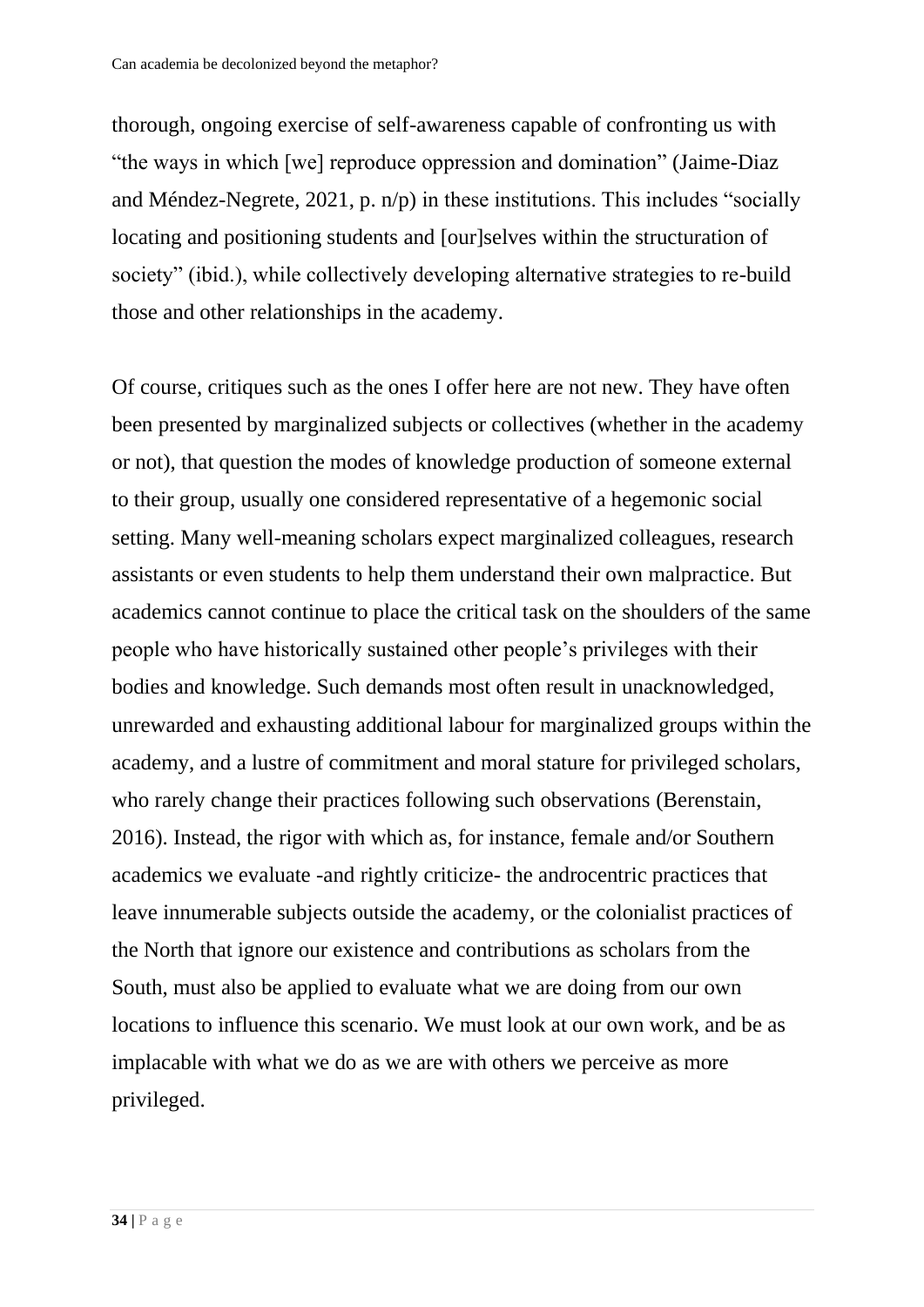thorough, ongoing exercise of self-awareness capable of confronting us with "the ways in which [we] reproduce oppression and domination" (Jaime-Diaz and Méndez-Negrete, 2021, p. n/p) in these institutions. This includes "socially locating and positioning students and [our]selves within the structuration of society" (ibid.), while collectively developing alternative strategies to re-build those and other relationships in the academy.

Of course, critiques such as the ones I offer here are not new. They have often been presented by marginalized subjects or collectives (whether in the academy or not), that question the modes of knowledge production of someone external to their group, usually one considered representative of a hegemonic social setting. Many well-meaning scholars expect marginalized colleagues, research assistants or even students to help them understand their own malpractice. But academics cannot continue to place the critical task on the shoulders of the same people who have historically sustained other people's privileges with their bodies and knowledge. Such demands most often result in unacknowledged, unrewarded and exhausting additional labour for marginalized groups within the academy, and a lustre of commitment and moral stature for privileged scholars, who rarely change their practices following such observations (Berenstain, 2016). Instead, the rigor with which as, for instance, female and/or Southern academics we evaluate -and rightly criticize- the androcentric practices that leave innumerable subjects outside the academy, or the colonialist practices of the North that ignore our existence and contributions as scholars from the South, must also be applied to evaluate what we are doing from our own locations to influence this scenario. We must look at our own work, and be as implacable with what we do as we are with others we perceive as more privileged.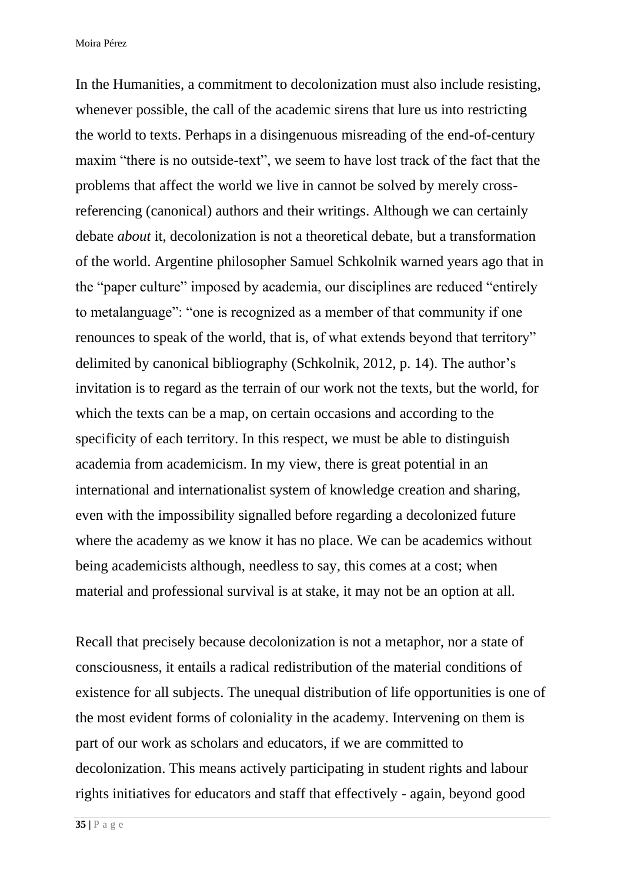In the Humanities, a commitment to decolonization must also include resisting, whenever possible, the call of the academic sirens that lure us into restricting the world to texts. Perhaps in a disingenuous misreading of the end-of-century maxim "there is no outside-text", we seem to have lost track of the fact that the problems that affect the world we live in cannot be solved by merely cross-referencing (canonical) authors and their writings. Although we can certainly debate *about* it, decolonization is not a theoretical debate, but a transformation of the world. Argentine philosopher Samuel Schkolnik warned years ago that in the "paper culture" imposed by academia, our disciplines are reduced "entirely to metalanguage": "one is recognized as a member of that community if one renounces to speak of the world, that is, of what extends beyond that territory" delimited by canonical bibliography (Schkolnik, 2012, p. 14). The author's invitation is to regard as the terrain of our work not the texts, but the world, for which the texts can be a map, on certain occasions and according to the specificity of each territory. In this respect, we must be able to distinguish academia from academicism. In my view, there is great potential in an international and internationalist system of knowledge creation and sharing, even with the impossibility signalled before regarding a decolonized future where the academy as we know it has no place. We can be academics without being academicists although, needless to say, this comes at a cost; when material and professional survival is at stake, it may not be an option at all.

Recall that precisely because decolonization is not a metaphor, nor a state of consciousness, it entails a radical redistribution of the material conditions of existence for all subjects. The unequal distribution of life opportunities is one of the most evident forms of coloniality in the academy. Intervening on them is part of our work as scholars and educators, if we are committed to decolonization. This means actively participating in student rights and labour rights initiatives for educators and staff that effectively - again, beyond good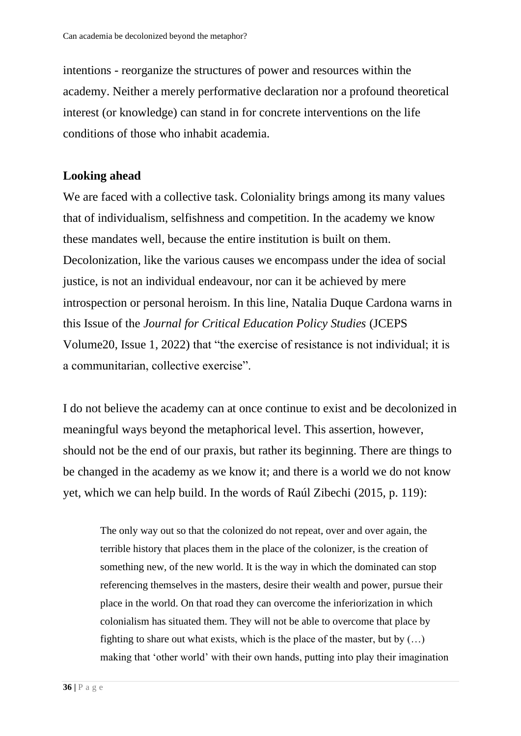intentions - reorganize the structures of power and resources within the academy. Neither a merely performative declaration nor a profound theoretical interest (or knowledge) can stand in for concrete interventions on the life conditions of those who inhabit academia.

## Looking ahead

We are faced with a collective task. Coloniality brings among its many values that of individualism, selfishness and competition. In the academy we know these mandates well, because the entire institution is built on them. Decolonization, like the various causes we encompass under the idea of social justice, is not an individual endeavour, nor can it be achieved by mere introspection or personal heroism. In this line, Natalia Duque Cardona warns in this Issue of the *Journal for Critical Education Policy Studies* (JCEPS Volume20, Issue 1, 2022) that "the exercise of resistance is not individual; it is a communitarian, collective exercise".

I do not believe the academy can at once continue to exist and be decolonized in meaningful ways beyond the metaphorical level. This assertion, however, should not be the end of our praxis, but rather its beginning. There are things to be changed in the academy as we know it; and there is a world we do not know yet, which we can help build. In the words of Raúl Zibechi (2015, p. 119):

> The only way out so that the colonized do not repeat, over and over again, the terrible history that places them in the place of the colonizer, is the creation of something new, of the new world. It is the way in which the dominated can stop referencing themselves in the masters, desire their wealth and power, pursue their place in the world. On that road they can overcome the inferiorization in which colonialism has situated them. They will not be able to overcome that place by fighting to share out what exists, which is the place of the master, but by (…) making that 'other world' with their own hands, putting into play their imagination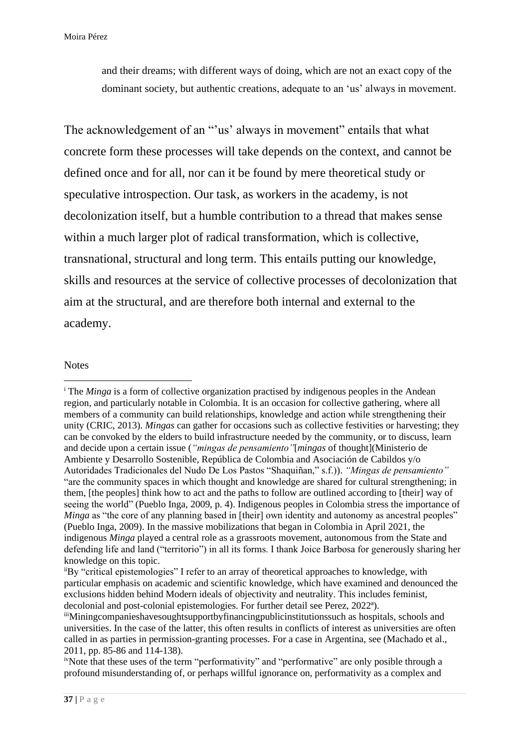and their dreams; with different ways of doing, which are not an exact copy of the dominant society, but authentic creations, adequate to an 'us' always in movement.

The acknowledgement of an "'us' always in movement" entails that what concrete form these processes will take depends on the context, and cannot be defined once and for all, nor can it be found by mere theoretical study or speculative introspection. Our task, as workers in the academy, is not decolonization itself, but a humble contribution to a thread that makes sense within a much larger plot of radical transformation, which is collective, transnational, structural and long term. This entails putting our knowledge, skills and resources at the service of collective processes of decolonization that aim at the structural, and are therefore both internal and external to the academy.

Notes

[i] The *Minga* is a form of collective organization practised by indigenous peoples in the Andean region, and particularly notable in Colombia. It is an occasion for collective gathering, where all members of a community can build relationships, knowledge and action while strengthening their unity (CRIC, 2013). *Mingas* can gather for occasions such as collective festivities or harvesting; they can be convoked by the elders to build infrastructure needed by the community, or to discuss, learn and decide upon a certain issue (*"mingas de pensamiento"*[*mingas* of thought](Ministerio de Ambiente y Desarrollo Sostenible, República de Colombia and Asociación de Cabildos y/o Autoridades Tradicionales del Nudo De Los Pastos "Shaquiñan," s.f.)). *"Mingas de pensamiento"* "are the community spaces in which thought and knowledge are shared for cultural strengthening; in them, [the peoples] think how to act and the paths to follow are outlined according to [their] way of seeing the world" (Pueblo Inga, 2009, p. 4). Indigenous peoples in Colombia stress the importance of *Minga* as "the core of any planning based in [their] own identity and autonomy as ancestral peoples" (Pueblo Inga, 2009). In the massive mobilizations that began in Colombia in April 2021, the indigenous *Minga* played a central role as a grassroots movement, autonomous from the State and defending life and land ("territorio") in all its forms. I thank Joice Barbosa for generously sharing her knowledge on this topic.

[ii] By "critical epistemologies" I refer to an array of theoretical approaches to knowledge, with particular emphasis on academic and scientific knowledge, which have examined and denounced the exclusions hidden behind Modern ideals of objectivity and neutrality. This includes feminist, decolonial and post-colonial epistemologies. For further detail see Perez, 2022[a]).

[iii] Miningcompanieshavesoughtsupportbyfinancingpublicinstitutionssuch as hospitals, schools and universities. In the case of the latter, this often results in conflicts of interest as universities are often called in as parties in permission-granting processes. For a case in Argentina, see (Machado et al., 2011, pp. 85-86 and 114-138).

[iv] Note that these uses of the term "performativity" and "performative" are only posible through a profound misunderstanding of, or perhaps willful ignorance on, performativity as a complex and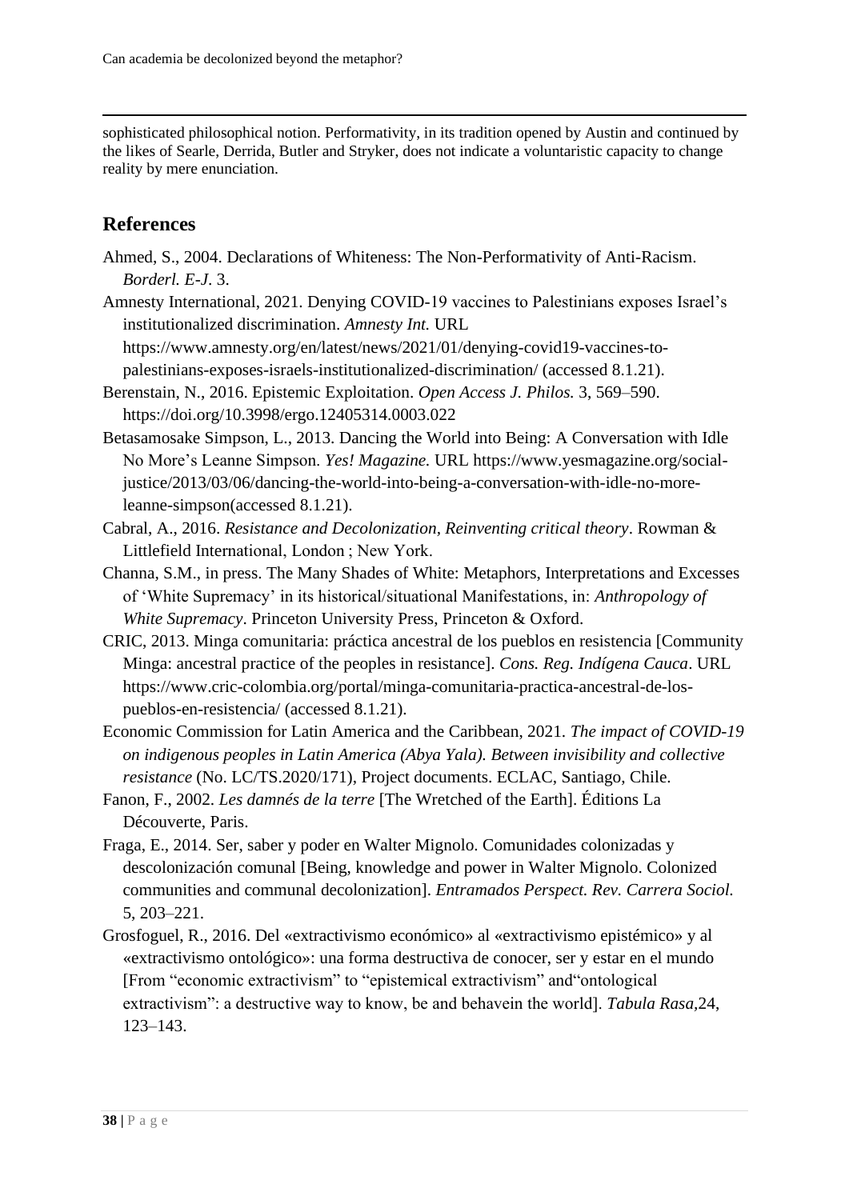sophisticated philosophical notion. Performativity, in its tradition opened by Austin and continued by the likes of Searle, Derrida, Butler and Stryker, does not indicate a voluntaristic capacity to change reality by mere enunciation.

## References

Ahmed, S., 2004. Declarations of Whiteness: The Non-Performativity of Anti-Racism. *Borderl. E-J.* 3.

Amnesty International, 2021. Denying COVID-19 vaccines to Palestinians exposes Israel's institutionalized discrimination. *Amnesty Int.* URL https://www.amnesty.org/en/latest/news/2021/01/denying-covid19-vaccines-to-palestinians-exposes-israels-institutionalized-discrimination/ (accessed 8.1.21).

Berenstain, N., 2016. Epistemic Exploitation. *Open Access J. Philos.* 3, 569–590. https://doi.org/10.3998/ergo.12405314.0003.022

Betasamosake Simpson, L., 2013. Dancing the World into Being: A Conversation with Idle No More's Leanne Simpson. *Yes! Magazine.* URL https://www.yesmagazine.org/social-justice/2013/03/06/dancing-the-world-into-being-a-conversation-with-idle-no-more-leanne-simpson(accessed 8.1.21).

Cabral, A., 2016. *Resistance and Decolonization, Reinventing critical theory*. Rowman & Littlefield International, London ; New York.

Channa, S.M., in press. The Many Shades of White: Metaphors, Interpretations and Excesses of 'White Supremacy' in its historical/situational Manifestations, in: *Anthropology of White Supremacy*. Princeton University Press, Princeton & Oxford.

CRIC, 2013. Minga comunitaria: práctica ancestral de los pueblos en resistencia [Community Minga: ancestral practice of the peoples in resistance]. *Cons. Reg. Indígena Cauca*. URL https://www.cric-colombia.org/portal/minga-comunitaria-practica-ancestral-de-los-pueblos-en-resistencia/ (accessed 8.1.21).

Economic Commission for Latin America and the Caribbean, 2021. *The impact of COVID-19 on indigenous peoples in Latin America (Abya Yala). Between invisibility and collective resistance* (No. LC/TS.2020/171), Project documents. ECLAC, Santiago, Chile.

Fanon, F., 2002. *Les damnés de la terre* [The Wretched of the Earth]. Éditions La Découverte, Paris.

Fraga, E., 2014. Ser, saber y poder en Walter Mignolo. Comunidades colonizadas y descolonización comunal [Being, knowledge and power in Walter Mignolo. Colonized communities and communal decolonization]. *Entramados Perspect. Rev. Carrera Sociol.* 5, 203–221.

Grosfoguel, R., 2016. Del «extractivismo económico» al «extractivismo epistémico» y al «extractivismo ontológico»: una forma destructiva de conocer, ser y estar en el mundo [From "economic extractivism" to "epistemical extractivism" and"ontological extractivism": a destructive way to know, be and behavein the world]. *Tabula Rasa*,24, 123–143.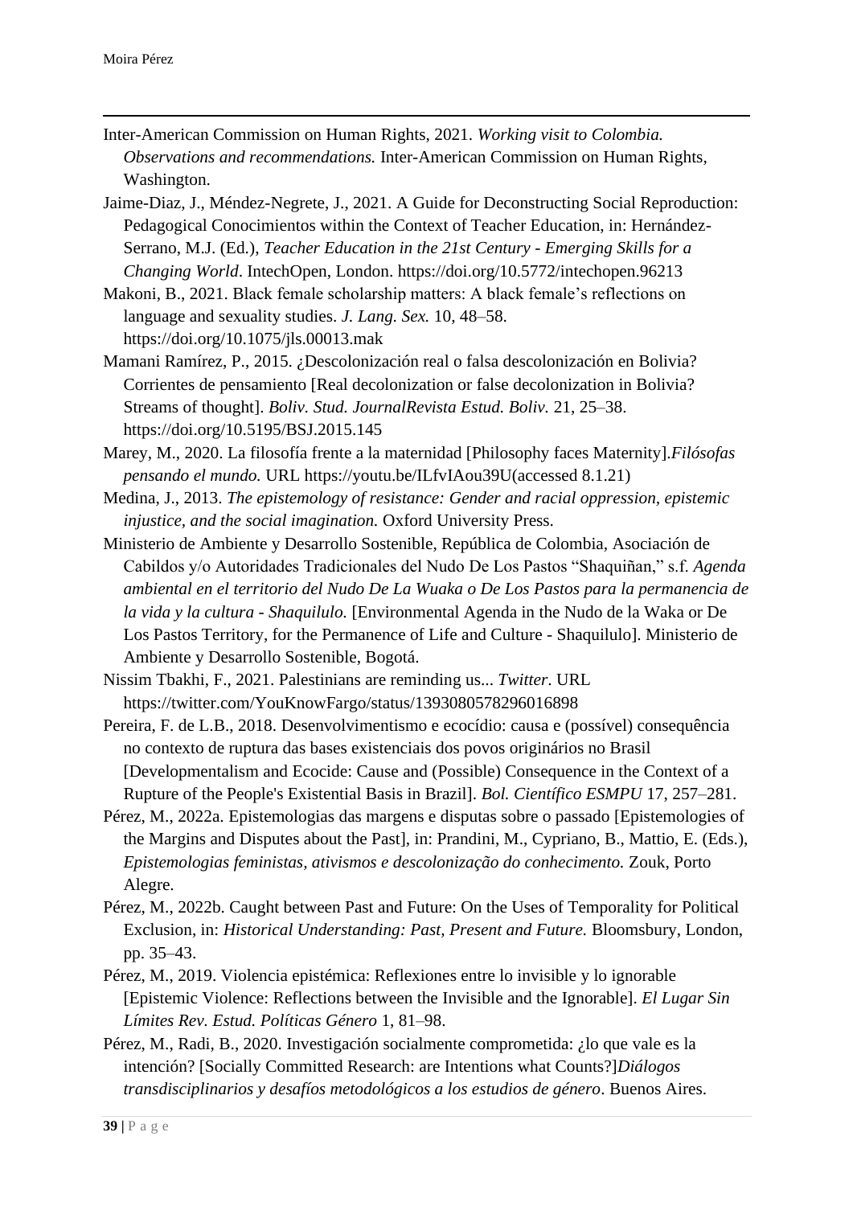Inter-American Commission on Human Rights, 2021. *Working visit to Colombia. Observations and recommendations.* Inter-American Commission on Human Rights, Washington.

Jaime-Diaz, J., Méndez-Negrete, J., 2021. A Guide for Deconstructing Social Reproduction: Pedagogical Conocimientos within the Context of Teacher Education, in: Hernández-Serrano, M.J. (Ed.), *Teacher Education in the 21st Century - Emerging Skills for a Changing World*. IntechOpen, London. https://doi.org/10.5772/intechopen.96213

Makoni, B., 2021. Black female scholarship matters: A black female's reflections on language and sexuality studies. *J. Lang. Sex.* 10, 48–58. https://doi.org/10.1075/jls.00013.mak

Mamani Ramírez, P., 2015. ¿Descolonización real o falsa descolonización en Bolivia? Corrientes de pensamiento [Real decolonization or false decolonization in Bolivia? Streams of thought]. *Boliv. Stud. JournalRevista Estud. Boliv.* 21, 25–38. https://doi.org/10.5195/BSJ.2015.145

Marey, M., 2020. La filosofía frente a la maternidad [Philosophy faces Maternity].*Filósofas pensando el mundo.* URL https://youtu.be/ILfvIAou39U(accessed 8.1.21)

Medina, J., 2013. *The epistemology of resistance: Gender and racial oppression, epistemic injustice, and the social imagination.* Oxford University Press.

Ministerio de Ambiente y Desarrollo Sostenible, República de Colombia, Asociación de Cabildos y/o Autoridades Tradicionales del Nudo De Los Pastos "Shaquiñan," s.f. *Agenda ambiental en el territorio del Nudo De La Wuaka o De Los Pastos para la permanencia de la vida y la cultura - Shaquilulo.* [Environmental Agenda in the Nudo de la Waka or De Los Pastos Territory, for the Permanence of Life and Culture - Shaquilulo]. Ministerio de Ambiente y Desarrollo Sostenible, Bogotá.

Nissim Tbakhi, F., 2021. Palestinians are reminding us... *Twitter*. URL https://twitter.com/YouKnowFargo/status/1393080578296016898

Pereira, F. de L.B., 2018. Desenvolvimentismo e ecocídio: causa e (possível) consequência no contexto de ruptura das bases existenciais dos povos originários no Brasil [Developmentalism and Ecocide: Cause and (Possible) Consequence in the Context of a Rupture of the People's Existential Basis in Brazil]. *Bol. Científico ESMPU* 17, 257–281.

Pérez, M., 2022a. Epistemologias das margens e disputas sobre o passado [Epistemologies of the Margins and Disputes about the Past], in: Prandini, M., Cypriano, B., Mattio, E. (Eds.), *Epistemologias feministas, ativismos e descolonização do conhecimento.* Zouk, Porto Alegre.

Pérez, M., 2022b. Caught between Past and Future: On the Uses of Temporality for Political Exclusion, in: *Historical Understanding: Past, Present and Future.* Bloomsbury, London, pp. 35–43.

Pérez, M., 2019. Violencia epistémica: Reflexiones entre lo invisible y lo ignorable [Epistemic Violence: Reflections between the Invisible and the Ignorable]. *El Lugar Sin Límites Rev. Estud. Políticas Género* 1, 81–98.

Pérez, M., Radi, B., 2020. Investigación socialmente comprometida: ¿lo que vale es la intención? [Socially Committed Research: are Intentions what Counts?]*Diálogos transdisciplinarios y desafíos metodológicos a los estudios de género*. Buenos Aires.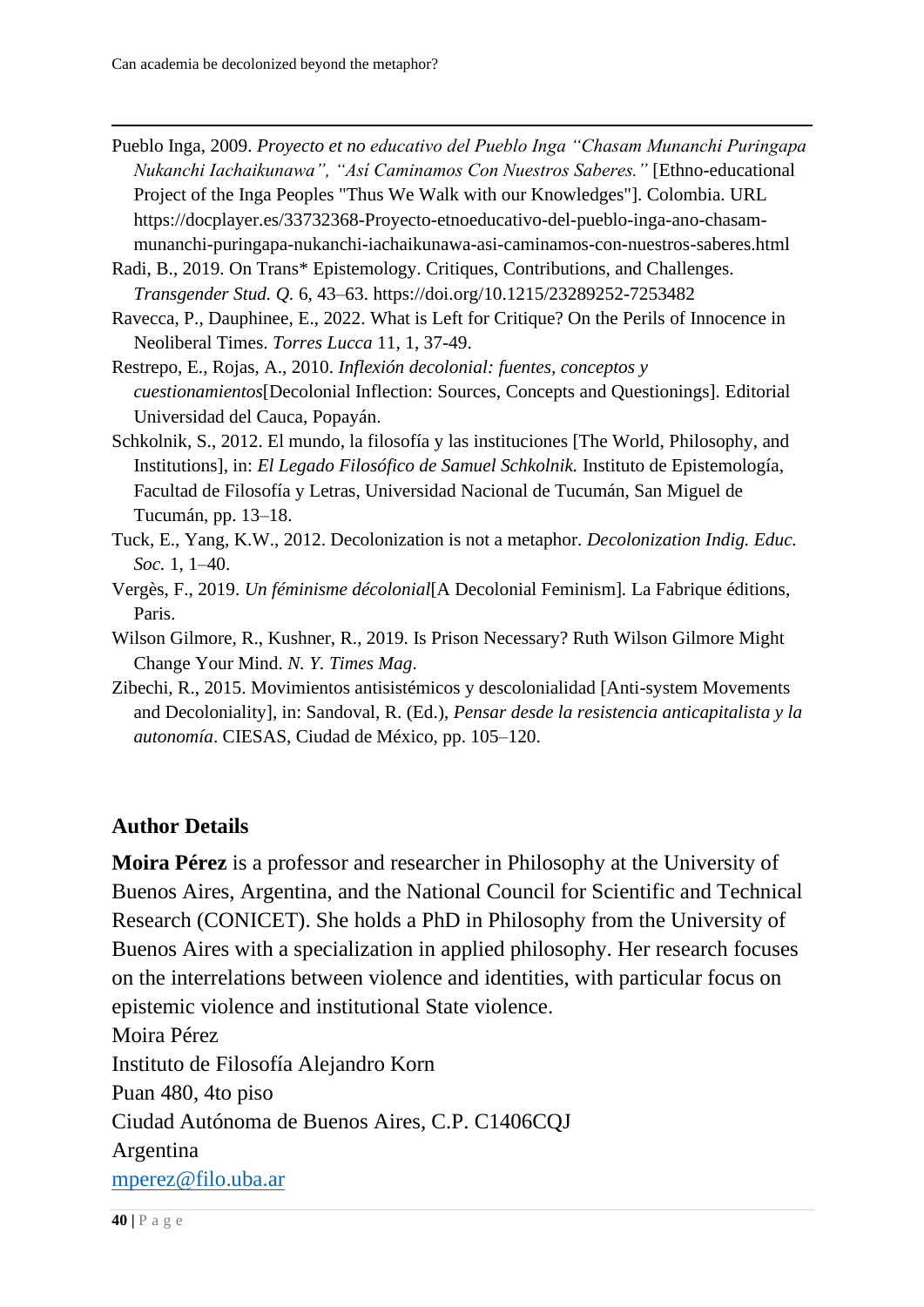Pueblo Inga, 2009. *Proyecto et no educativo del Pueblo Inga "Chasam Munanchi Puringapa Nukanchi Iachaikunawa", "Así Caminamos Con Nuestros Saberes."* [Ethno-educational Project of the Inga Peoples "Thus We Walk with our Knowledges"]. Colombia. URL https://docplayer.es/33732368-Proyecto-etnoeducativo-del-pueblo-inga-ano-chasam-munanchi-puringapa-nukanchi-iachaikunawa-asi-caminamos-con-nuestros-saberes.html

Radi, B., 2019. On Trans* Epistemology. Critiques, Contributions, and Challenges. *Transgender Stud. Q.* 6, 43–63. https://doi.org/10.1215/23289252-7253482

Ravecca, P., Dauphinee, E., 2022. What is Left for Critique? On the Perils of Innocence in Neoliberal Times. *Torres Lucca* 11, 1, 37-49.

Restrepo, E., Rojas, A., 2010. *Inflexión decolonial: fuentes, conceptos y cuestionamientos*[Decolonial Inflection: Sources, Concepts and Questionings]. Editorial Universidad del Cauca, Popayán.

Schkolnik, S., 2012. El mundo, la filosofía y las instituciones [The World, Philosophy, and Institutions], in: *El Legado Filosófico de Samuel Schkolnik.* Instituto de Epistemología, Facultad de Filosofía y Letras, Universidad Nacional de Tucumán, San Miguel de Tucumán, pp. 13–18.

Tuck, E., Yang, K.W., 2012. Decolonization is not a metaphor. *Decolonization Indig. Educ. Soc.* 1, 1–40.

Vergès, F., 2019. *Un féminisme décolonial*[A Decolonial Feminism]. La Fabrique éditions, Paris.

Wilson Gilmore, R., Kushner, R., 2019. Is Prison Necessary? Ruth Wilson Gilmore Might Change Your Mind. *N. Y. Times Mag*.

Zibechi, R., 2015. Movimientos antisistémicos y descolonialidad [Anti-system Movements and Decoloniality], in: Sandoval, R. (Ed.), *Pensar desde la resistencia anticapitalista y la autonomía*. CIESAS, Ciudad de México, pp. 105–120.

## Author Details

**Moira Pérez** is a professor and researcher in Philosophy at the University of Buenos Aires, Argentina, and the National Council for Scientific and Technical Research (CONICET). She holds a PhD in Philosophy from the University of Buenos Aires with a specialization in applied philosophy. Her research focuses on the interrelations between violence and identities, with particular focus on epistemic violence and institutional State violence.

Moira Pérez
Instituto de Filosofía Alejandro Korn
Puan 480, 4to piso
Ciudad Autónoma de Buenos Aires, C.P. C1406CQJ
Argentina
mperez@filo.uba.ar